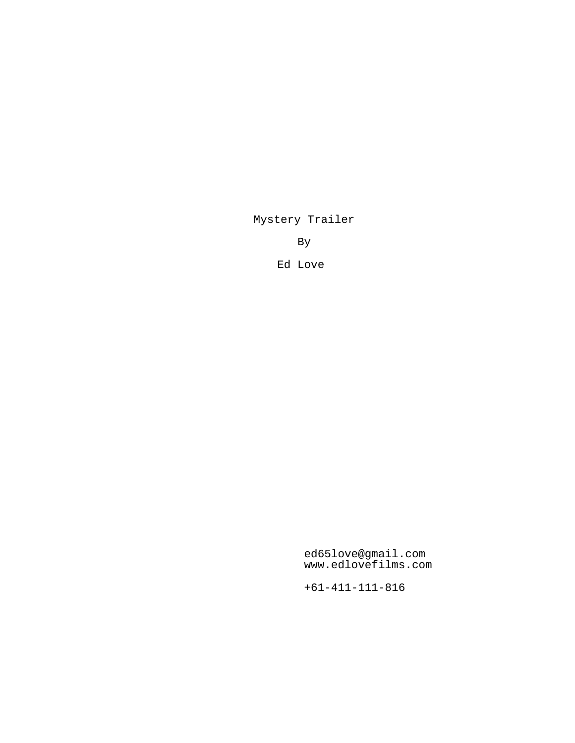# Mystery Trailer

By

Ed Love

ed65love@gmail.com
www.edlovefilms.com

+61-411-111-816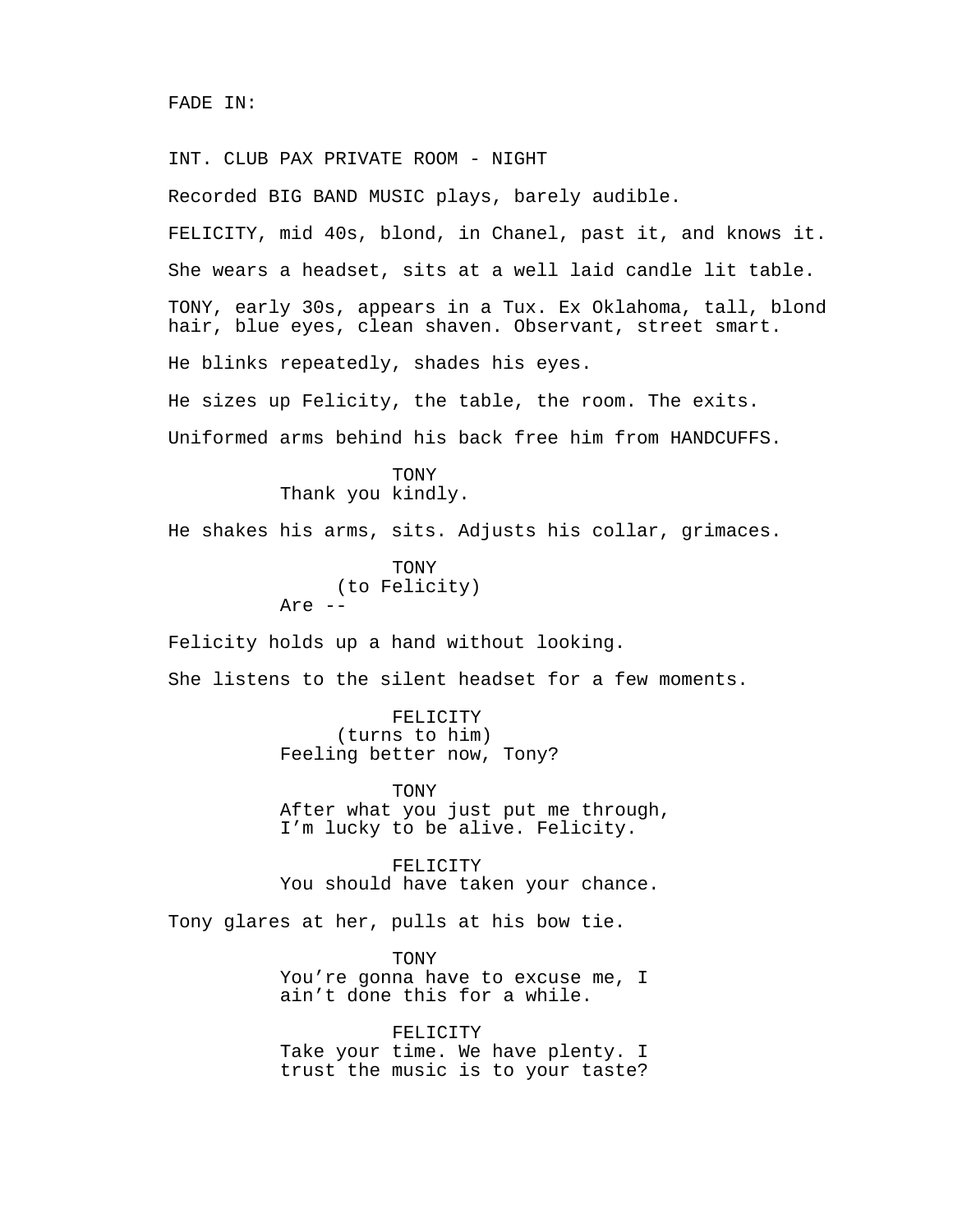FADE IN:

INT. CLUB PAX PRIVATE ROOM - NIGHT

Recorded BIG BAND MUSIC plays, barely audible.

FELICITY, mid 40s, blond, in Chanel, past it, and knows it.

She wears a headset, sits at a well laid candle lit table.

TONY, early 30s, appears in a Tux. Ex Oklahoma, tall, blond hair, blue eyes, clean shaven. Observant, street smart.

He blinks repeatedly, shades his eyes.

He sizes up Felicity, the table, the room. The exits.

Uniformed arms behind his back free him from HANDCUFFS.

TONY
Thank you kindly.

He shakes his arms, sits. Adjusts his collar, grimaces.

TONY
(to Felicity)
Are --

Felicity holds up a hand without looking.

She listens to the silent headset for a few moments.

FELICITY
(turns to him)
Feeling better now, Tony?

TONY
After what you just put me through, I'm lucky to be alive. Felicity.

FELICITY
You should have taken your chance.

Tony glares at her, pulls at his bow tie.

TONY
You're gonna have to excuse me, I ain't done this for a while.

FELICITY
Take your time. We have plenty. I trust the music is to your taste?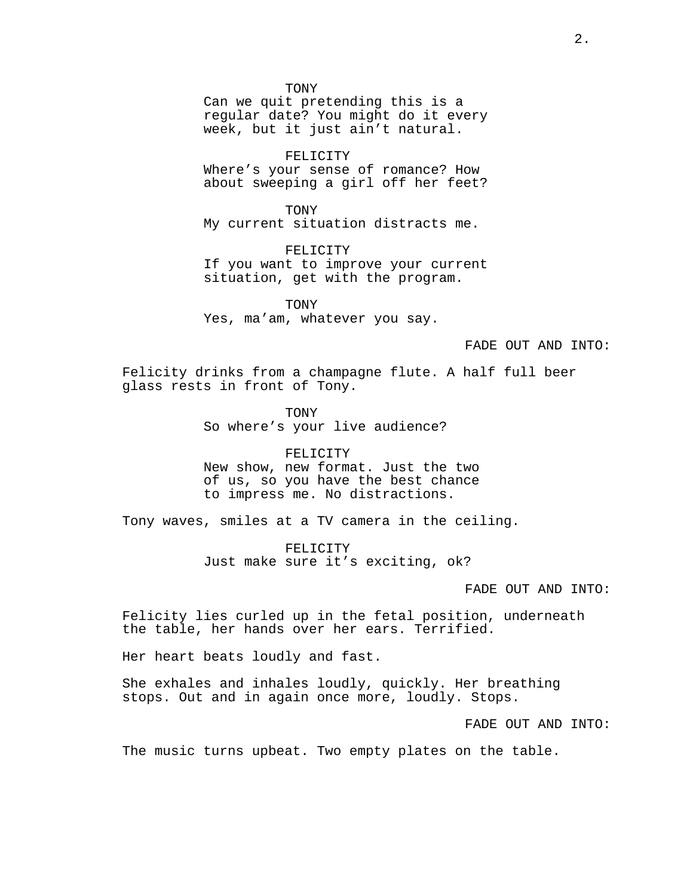TONY
Can we quit pretending this is a regular date? You might do it every week, but it just ain't natural.

FELICITY
Where's your sense of romance? How about sweeping a girl off her feet?

TONY
My current situation distracts me.

FELICITY
If you want to improve your current situation, get with the program.

TONY
Yes, ma'am, whatever you say.

FADE OUT AND INTO:

Felicity drinks from a champagne flute. A half full beer glass rests in front of Tony.

TONY
So where's your live audience?

FELICITY
New show, new format. Just the two of us, so you have the best chance to impress me. No distractions.

Tony waves, smiles at a TV camera in the ceiling.

FELICITY
Just make sure it's exciting, ok?

FADE OUT AND INTO:

Felicity lies curled up in the fetal position, underneath the table, her hands over her ears. Terrified.

Her heart beats loudly and fast.

She exhales and inhales loudly, quickly. Her breathing stops. Out and in again once more, loudly. Stops.

FADE OUT AND INTO:

The music turns upbeat. Two empty plates on the table.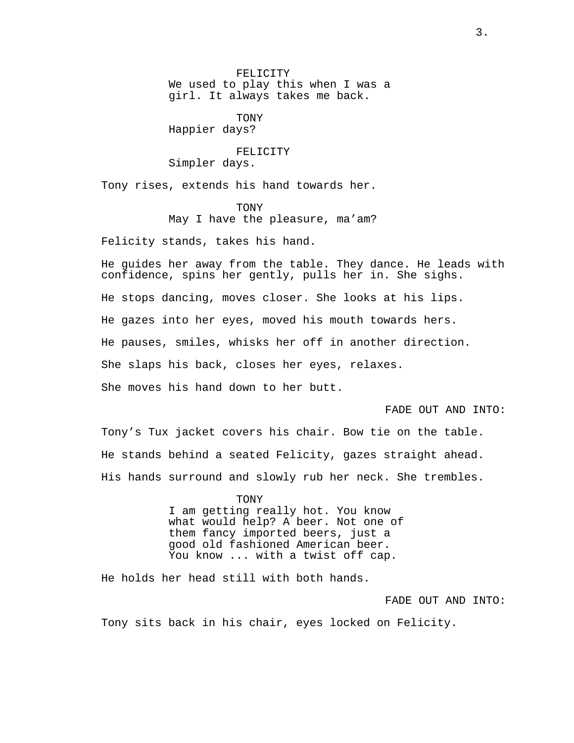FELICITY
We used to play this when I was a girl. It always takes me back.

TONY
Happier days?

FELICITY
Simpler days.

Tony rises, extends his hand towards her.

TONY
May I have the pleasure, ma’am?

Felicity stands, takes his hand.

He guides her away from the table. They dance. He leads with confidence, spins her gently, pulls her in. She sighs.

He stops dancing, moves closer. She looks at his lips.

He gazes into her eyes, moved his mouth towards hers.

He pauses, smiles, whisks her off in another direction.

She slaps his back, closes her eyes, relaxes.

She moves his hand down to her butt.

FADE OUT AND INTO:

Tony’s Tux jacket covers his chair. Bow tie on the table.

He stands behind a seated Felicity, gazes straight ahead.

His hands surround and slowly rub her neck. She trembles.

TONY
I am getting really hot. You know what would help? A beer. Not one of them fancy imported beers, just a good old fashioned American beer. You know ... with a twist off cap.

He holds her head still with both hands.

FADE OUT AND INTO:

Tony sits back in his chair, eyes locked on Felicity.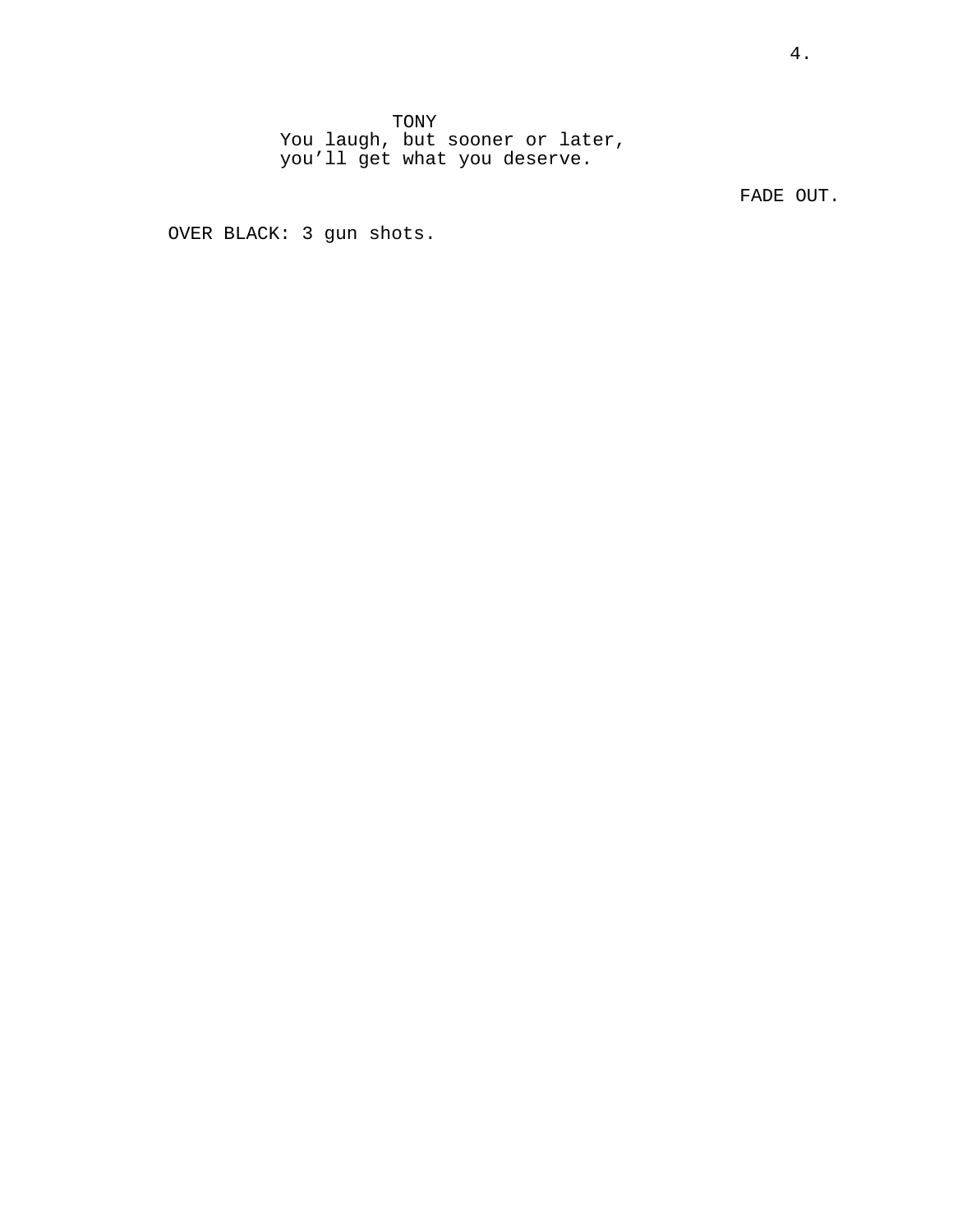TONY

You laugh, but sooner or later, you’ll get what you deserve.

FADE OUT.

OVER BLACK: 3 gun shots.